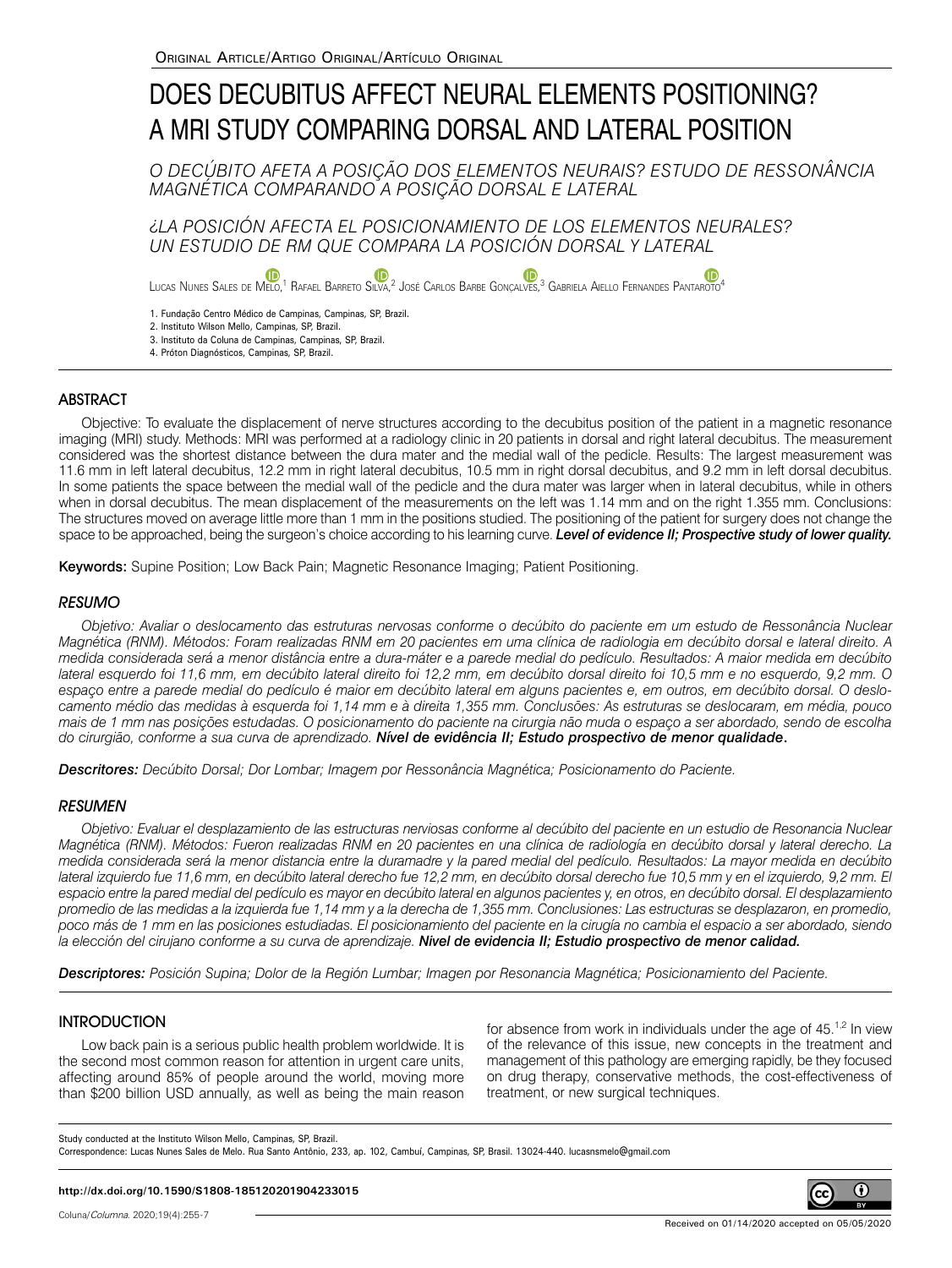Original Article/Artigo Original/Artículo Original

# DOES DECUBITUS AFFECT NEURAL ELEMENTS POSITIONING? A MRI STUDY COMPARING DORSAL AND LATERAL POSITION

*O DECÚBITO AFETA A POSIÇÃO DOS ELEMENTOS NEURAIS? ESTUDO DE RESSONÂNCIA MAGNÉTICA COMPARANDO A POSIÇÃO DORSAL E LATERAL*

*¿LA POSICIÓN AFECTA EL POSICIONAMIENTO DE LOS ELEMENTOS NEURALES? UN ESTUDIO DE RM QUE COMPARA LA POSICIÓN DORSAL Y LATERAL*

Lucas Nunes Sales de Melo,[1] Rafael Barreto Silva,[2] José Carlos Barbe Gonçalves,[3] Gabriela Aiello Fernandes Pantaroto[4]

1. Fundação Centro Médico de Campinas, Campinas, SP, Brazil.
2. Instituto Wilson Mello, Campinas, SP, Brazil.
3. Instituto da Coluna de Campinas, Campinas, SP, Brazil.
4. Próton Diagnósticos, Campinas, SP, Brazil.

## ABSTRACT

Objective: To evaluate the displacement of nerve structures according to the decubitus position of the patient in a magnetic resonance imaging (MRI) study. Methods: MRI was performed at a radiology clinic in 20 patients in dorsal and right lateral decubitus. The measurement considered was the shortest distance between the dura mater and the medial wall of the pedicle. Results: The largest measurement was 11.6 mm in left lateral decubitus, 12.2 mm in right lateral decubitus, 10.5 mm in right dorsal decubitus, and 9.2 mm in left dorsal decubitus. In some patients the space between the medial wall of the pedicle and the dura mater was larger when in lateral decubitus, while in others when in dorsal decubitus. The mean displacement of the measurements on the left was 1.14 mm and on the right 1.355 mm. Conclusions: The structures moved on average little more than 1 mm in the positions studied. The positioning of the patient for surgery does not change the space to be approached, being the surgeon's choice according to his learning curve. ***Level of evidence II; Prospective study of lower quality.***

**Keywords:** Supine Position; Low Back Pain; Magnetic Resonance Imaging; Patient Positioning.

## *RESUMO*

*Objetivo: Avaliar o deslocamento das estruturas nervosas conforme o decúbito do paciente em um estudo de Ressonância Nuclear Magnética (RNM). Métodos: Foram realizadas RNM em 20 pacientes em uma clínica de radiologia em decúbito dorsal e lateral direito. A medida considerada será a menor distância entre a dura-máter e a parede medial do pedículo. Resultados: A maior medida em decúbito lateral esquerdo foi 11,6 mm, em decúbito lateral direito foi 12,2 mm, em decúbito dorsal direito foi 10,5 mm e no esquerdo, 9,2 mm. O espaço entre a parede medial do pedículo é maior em decúbito lateral em alguns pacientes e, em outros, em decúbito dorsal. O deslocamento médio das medidas à esquerda foi 1,14 mm e à direita 1,355 mm. Conclusões: As estruturas se deslocaram, em média, pouco mais de 1 mm nas posições estudadas. O posicionamento do paciente na cirurgia não muda o espaço a ser abordado, sendo de escolha do cirurgião, conforme a sua curva de aprendizado.* ***Nível de evidência II; Estudo prospectivo de menor qualidade.***

***Descritores:*** *Decúbito Dorsal; Dor Lombar; Imagem por Ressonância Magnética; Posicionamento do Paciente.*

## *RESUMEN*

*Objetivo: Evaluar el desplazamiento de las estructuras nerviosas conforme al decúbito del paciente en un estudio de Resonancia Nuclear Magnética (RNM). Métodos: Fueron realizadas RNM en 20 pacientes en una clínica de radiología en decúbito dorsal y lateral derecho. La medida considerada será la menor distancia entre la duramadre y la pared medial del pedículo. Resultados: La mayor medida en decúbito lateral izquierdo fue 11,6 mm, en decúbito lateral derecho fue 12,2 mm, en decúbito dorsal derecho fue 10,5 mm y en el izquierdo, 9,2 mm. El espacio entre la pared medial del pedículo es mayor en decúbito lateral en algunos pacientes y, en otros, en decúbito dorsal. El desplazamiento promedio de las medidas a la izquierda fue 1,14 mm y a la derecha de 1,355 mm. Conclusiones: Las estructuras se desplazaron, en promedio, poco más de 1 mm en las posiciones estudiadas. El posicionamiento del paciente en la cirugía no cambia el espacio a ser abordado, siendo la elección del cirujano conforme a su curva de aprendizaje.* ***Nivel de evidencia II; Estudio prospectivo de menor calidad.***

***Descriptores:*** *Posición Supina; Dolor de la Región Lumbar; Imagen por Resonancia Magnética; Posicionamiento del Paciente.*

## INTRODUCTION

Low back pain is a serious public health problem worldwide. It is the second most common reason for attention in urgent care units, affecting around 85% of people around the world, moving more than \$200 billion USD annually, as well as being the main reason for absence from work in individuals under the age of 45.[1,2] In view of the relevance of this issue, new concepts in the treatment and management of this pathology are emerging rapidly, be they focused on drug therapy, conservative methods, the cost-effectiveness of treatment, or new surgical techniques.

Study conducted at the Instituto Wilson Mello, Campinas, SP, Brazil.
Correspondence: Lucas Nunes Sales de Melo. Rua Santo Antônio, 233, ap. 102, Cambuí, Campinas, SP, Brasil. 13024-440. lucasnsmelo@gmail.com

**http://dx.doi.org/10.1590/S1808-185120201904233015**

Received on 01/14/2020 accepted on 05/05/2020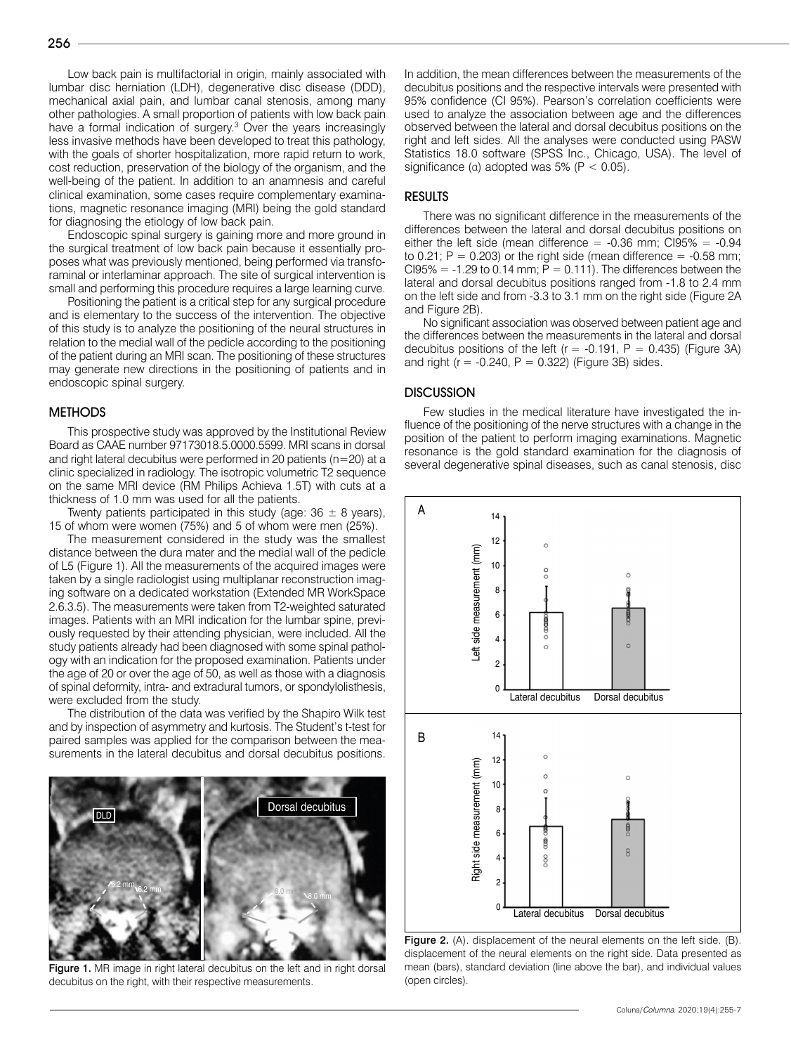Low back pain is multifactorial in origin, mainly associated with lumbar disc herniation (LDH), degenerative disc disease (DDD), mechanical axial pain, and lumbar canal stenosis, among many other pathologies. A small proportion of patients with low back pain have a formal indication of surgery.[3] Over the years increasingly less invasive methods have been developed to treat this pathology, with the goals of shorter hospitalization, more rapid return to work, cost reduction, preservation of the biology of the organism, and the well-being of the patient. In addition to an anamnesis and careful clinical examination, some cases require complementary examinations, magnetic resonance imaging (MRI) being the gold standard for diagnosing the etiology of low back pain.

Endoscopic spinal surgery is gaining more and more ground in the surgical treatment of low back pain because it essentially proposes what was previously mentioned, being performed via transforaminal or interlaminar approach. The site of surgical intervention is small and performing this procedure requires a large learning curve.

Positioning the patient is a critical step for any surgical procedure and is elementary to the success of the intervention. The objective of this study is to analyze the positioning of the neural structures in relation to the medial wall of the pedicle according to the positioning of the patient during an MRI scan. The positioning of these structures may generate new directions in the positioning of patients and in endoscopic spinal surgery.

## METHODS

This prospective study was approved by the Institutional Review Board as CAAE number 97173018.5.0000.5599. MRI scans in dorsal and right lateral decubitus were performed in 20 patients (n=20) at a clinic specialized in radiology. The isotropic volumetric T2 sequence on the same MRI device (RM Philips Achieva 1.5T) with cuts at a thickness of 1.0 mm was used for all the patients.

Twenty patients participated in this study (age: 36 ± 8 years), 15 of whom were women (75%) and 5 of whom were men (25%).

The measurement considered in the study was the smallest distance between the dura mater and the medial wall of the pedicle of L5 (Figure 1). All the measurements of the acquired images were taken by a single radiologist using multiplanar reconstruction imaging software on a dedicated workstation (Extended MR WorkSpace 2.6.3.5). The measurements were taken from T2-weighted saturated images. Patients with an MRI indication for the lumbar spine, previously requested by their attending physician, were included. All the study patients already had been diagnosed with some spinal pathology with an indication for the proposed examination. Patients under the age of 20 or over the age of 50, as well as those with a diagnosis of spinal deformity, intra- and extradural tumors, or spondylolisthesis, were excluded from the study.

The distribution of the data was verified by the Shapiro Wilk test and by inspection of asymmetry and kurtosis. The Student's t-test for paired samples was applied for the comparison between the measurements in the lateral decubitus and dorsal decubitus positions.

DLD
6.2 mm
6.2 mm
Dorsal decubitus
8.0 mm
8.0 mm

**Figure 1.** MR image in right lateral decubitus on the left and in right dorsal decubitus on the right, with their respective measurements.

In addition, the mean differences between the measurements of the decubitus positions and the respective intervals were presented with 95% confidence (CI 95%). Pearson's correlation coefficients were used to analyze the association between age and the differences observed between the lateral and dorsal decubitus positions on the right and left sides. All the analyses were conducted using PASW Statistics 18.0 software (SPSS Inc., Chicago, USA). The level of significance (α) adopted was 5% ($P < 0.05$).

## RESULTS

There was no significant difference in the measurements of the differences between the lateral and dorsal decubitus positions on either the left side (mean difference = -0.36 mm; CI95% = -0.94 to 0.21; $P = 0.203$) or the right side (mean difference = -0.58 mm; CI95% = -1.29 to 0.14 mm; $P = 0.111$). The differences between the lateral and dorsal decubitus positions ranged from -1.8 to 2.4 mm on the left side and from -3.3 to 3.1 mm on the right side (Figure 2A and Figure 2B).

No significant association was observed between patient age and the differences between the measurements in the lateral and dorsal decubitus positions of the left ($r = -0.191$, $P = 0.435$) (Figure 3A) and right ($r = -0.240$, $P = 0.322$) (Figure 3B) sides.

## DISCUSSION

Few studies in the medical literature have investigated the influence of the positioning of the nerve structures with a change in the position of the patient to perform imaging examinations. Magnetic resonance is the gold standard examination for the diagnosis of several degenerative spinal diseases, such as canal stenosis, disc

A
Left side measurement (mm)
0 2 4 6 8 10 12 14
Lateral decubitus
Dorsal decubitus

B
Right side measurement (mm)
0 2 4 6 8 10 12 14
Lateral decubitus
Dorsal decubitus

**Figure 2.** (A). displacement of the neural elements on the left side. (B). displacement of the neural elements on the right side. Data presented as mean (bars), standard deviation (line above the bar), and individual values (open circles).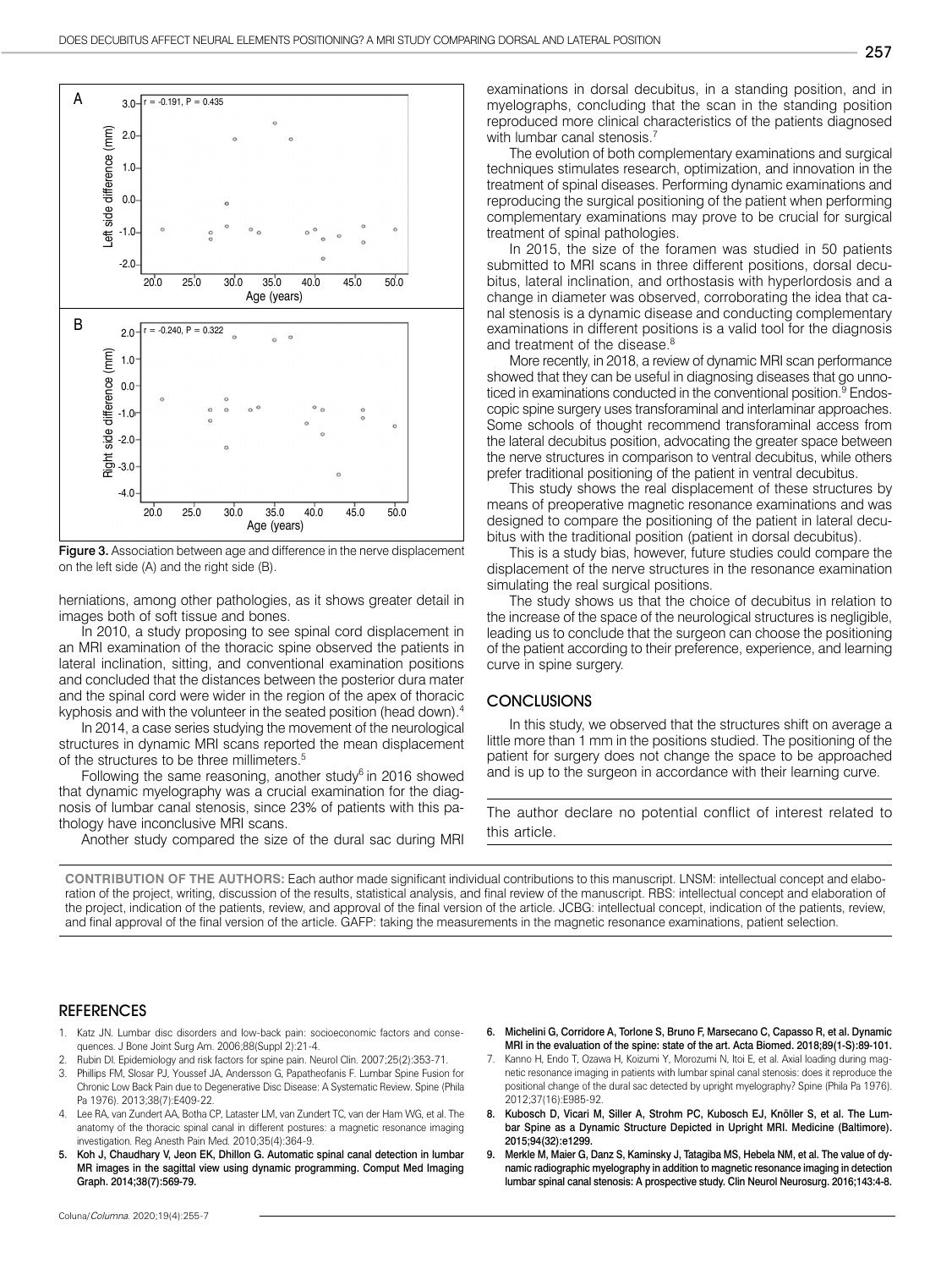A

r = -0.191, P = 0.435

Left side difference (mm)

3.0
2.0
1.0
0.0
-1.0
-2.0

20.0 25.0 30.0 35.0 40.0 45.0 50.0

Age (years)

B

r = -0.240, P = 0.322

Right side difference (mm)

2.0
1.0
0.0
-1.0
-2.0
-3.0
-4.0

20.0 25.0 30.0 35.0 40.0 45.0 50.0

Age (years)

**Figure 3.** Association between age and difference in the nerve displacement on the left side (A) and the right side (B).

herniations, among other pathologies, as it shows greater detail in images both of soft tissue and bones.

In 2010, a study proposing to see spinal cord displacement in an MRI examination of the thoracic spine observed the patients in lateral inclination, sitting, and conventional examination positions and concluded that the distances between the posterior dura mater and the spinal cord were wider in the region of the apex of thoracic kyphosis and with the volunteer in the seated position (head down).[4]

In 2014, a case series studying the movement of the neurological structures in dynamic MRI scans reported the mean displacement of the structures to be three millimeters.[5]

Following the same reasoning, another study[6] in 2016 showed that dynamic myelography was a crucial examination for the diagnosis of lumbar canal stenosis, since 23% of patients with this pathology have inconclusive MRI scans.

Another study compared the size of the dural sac during MRI examinations in dorsal decubitus, in a standing position, and in myelographs, concluding that the scan in the standing position reproduced more clinical characteristics of the patients diagnosed with lumbar canal stenosis.[7]

The evolution of both complementary examinations and surgical techniques stimulates research, optimization, and innovation in the treatment of spinal diseases. Performing dynamic examinations and reproducing the surgical positioning of the patient when performing complementary examinations may prove to be crucial for surgical treatment of spinal pathologies.

In 2015, the size of the foramen was studied in 50 patients submitted to MRI scans in three different positions, dorsal decubitus, lateral inclination, and orthostasis with hyperlordosis and a change in diameter was observed, corroborating the idea that canal stenosis is a dynamic disease and conducting complementary examinations in different positions is a valid tool for the diagnosis and treatment of the disease.[8]

More recently, in 2018, a review of dynamic MRI scan performance showed that they can be useful in diagnosing diseases that go unnoticed in examinations conducted in the conventional position.[9] Endoscopic spine surgery uses transforaminal and interlaminar approaches. Some schools of thought recommend transforaminal access from the lateral decubitus position, advocating the greater space between the nerve structures in comparison to ventral decubitus, while others prefer traditional positioning of the patient in ventral decubitus.

This study shows the real displacement of these structures by means of preoperative magnetic resonance examinations and was designed to compare the positioning of the patient in lateral decubitus with the traditional position (patient in dorsal decubitus).

This is a study bias, however, future studies could compare the displacement of the nerve structures in the resonance examination simulating the real surgical positions.

The study shows us that the choice of decubitus in relation to the increase of the space of the neurological structures is negligible, leading us to conclude that the surgeon can choose the positioning of the patient according to their preference, experience, and learning curve in spine surgery.

## CONCLUSIONS

In this study, we observed that the structures shift on average a little more than 1 mm in the positions studied. The positioning of the patient for surgery does not change the space to be approached and is up to the surgeon in accordance with their learning curve.

The author declare no potential conflict of interest related to this article.

**CONTRIBUTION OF THE AUTHORS:** Each author made significant individual contributions to this manuscript. LNSM: intellectual concept and elaboration of the project, writing, discussion of the results, statistical analysis, and final review of the manuscript. RBS: intellectual concept and elaboration of the project, indication of the patients, review, and approval of the final version of the article. JCBG: intellectual concept, indication of the patients, review, and final approval of the final version of the article. GAFP: taking the measurements in the magnetic resonance examinations, patient selection.

## REFERENCES

1. Katz JN. Lumbar disc disorders and low-back pain: socioeconomic factors and consequences. J Bone Joint Surg Am. 2006;88(Suppl 2):21-4.
2. Rubin DI. Epidemiology and risk factors for spine pain. Neurol Clin. 2007;25(2):353-71.
3. Phillips FM, Slosar PJ, Youssef JA, Andersson G, Papatheofanis F. Lumbar Spine Fusion for Chronic Low Back Pain due to Degenerative Disc Disease: A Systematic Review. Spine (Phila Pa 1976). 2013;38(7):E409-22.
4. Lee RA, van Zundert AA, Botha CP, Lataster LM, van Zundert TC, van der Ham WG, et al. The anatomy of the thoracic spinal canal in different postures: a magnetic resonance imaging investigation. Reg Anesth Pain Med. 2010;35(4):364-9.
5. Koh J, Chaudhary V, Jeon EK, Dhillon G. Automatic spinal canal detection in lumbar MR images in the sagittal view using dynamic programming. Comput Med Imaging Graph. 2014;38(7):569-79.
6. Michelini G, Corridore A, Torlone S, Bruno F, Marsecano C, Capasso R, et al. Dynamic MRI in the evaluation of the spine: state of the art. Acta Biomed. 2018;89(1-S):89-101.
7. Kanno H, Endo T, Ozawa H, Koizumi Y, Morozumi N, Itoi E, et al. Axial loading during magnetic resonance imaging in patients with lumbar spinal canal stenosis: does it reproduce the positional change of the dural sac detected by upright myelography? Spine (Phila Pa 1976). 2012;37(16):E985-92.
8. Kubosch D, Vicari M, Siller A, Strohm PC, Kubosch EJ, Knöller S, et al. The Lumbar Spine as a Dynamic Structure Depicted in Upright MRI. Medicine (Baltimore). 2015;94(32):e1299.
9. Merkle M, Maier G, Danz S, Kaminsky J, Tatagiba MS, Hebela NM, et al. The value of dynamic radiographic myelography in addition to magnetic resonance imaging in detection lumbar spinal canal stenosis: A prospective study. Clin Neurol Neurosurg. 2016;143:4-8.